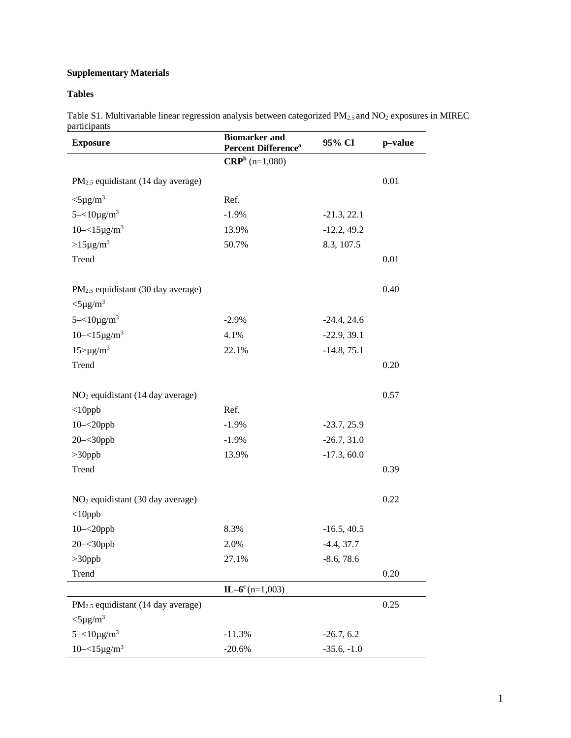**Supplementary Materials**

**Tables**

Table S1. Multivariable linear regression analysis between categorized $PM_{2.5}$ and $NO_2$ exposures in MIREC participants

| Exposure | Biomarker and Percent Difference[a] | 95% CI | p–value |
|---|---|---|---|
| | **CRP[b]** (n=1,080) | | |
| $PM_{2.5}$ equidistant (14 day average) | | | 0.01 |
| <5μg/m$^3$ | Ref. | | |
| 5–<10μg/m$^3$ | -1.9% | -21.3, 22.1 | |
| 10–<15μg/m$^3$ | 13.9% | -12.2, 49.2 | |
| >15μg/m$^3$ | 50.7% | 8.3, 107.5 | |
| Trend | | | 0.01 |
| $PM_{2.5}$ equidistant (30 day average) | | | 0.40 |
| <5μg/m$^3$ | | | |
| 5–<10μg/m$^3$ | -2.9% | -24.4, 24.6 | |
| 10–<15μg/m$^3$ | 4.1% | -22.9, 39.1 | |
| 15>μg/m$^3$ | 22.1% | -14.8, 75.1 | |
| Trend | | | 0.20 |
| $NO_2$ equidistant (14 day average) | | | 0.57 |
| <10ppb | Ref. | | |
| 10–<20ppb | -1.9% | -23.7, 25.9 | |
| 20–<30ppb | -1.9% | -26.7, 31.0 | |
| >30ppb | 13.9% | -17.3, 60.0 | |
| Trend | | | 0.39 |
| $NO_2$ equidistant (30 day average) | | | 0.22 |
| <10ppb | | | |
| 10–<20ppb | 8.3% | -16.5, 40.5 | |
| 20–<30ppb | 2.0% | -4.4, 37.7 | |
| >30ppb | 27.1% | -8.6, 78.6 | |
| Trend | | | 0.20 |
| | **IL–6[c]** (n=1,003) | | |
| $PM_{2.5}$ equidistant (14 day average) | | | 0.25 |
| <5μg/m$^3$ | | | |
| 5–<10μg/m$^3$ | -11.3% | -26.7, 6.2 | |
| 10–<15μg/m$^3$ | -20.6% | -35.6, -1.0 | |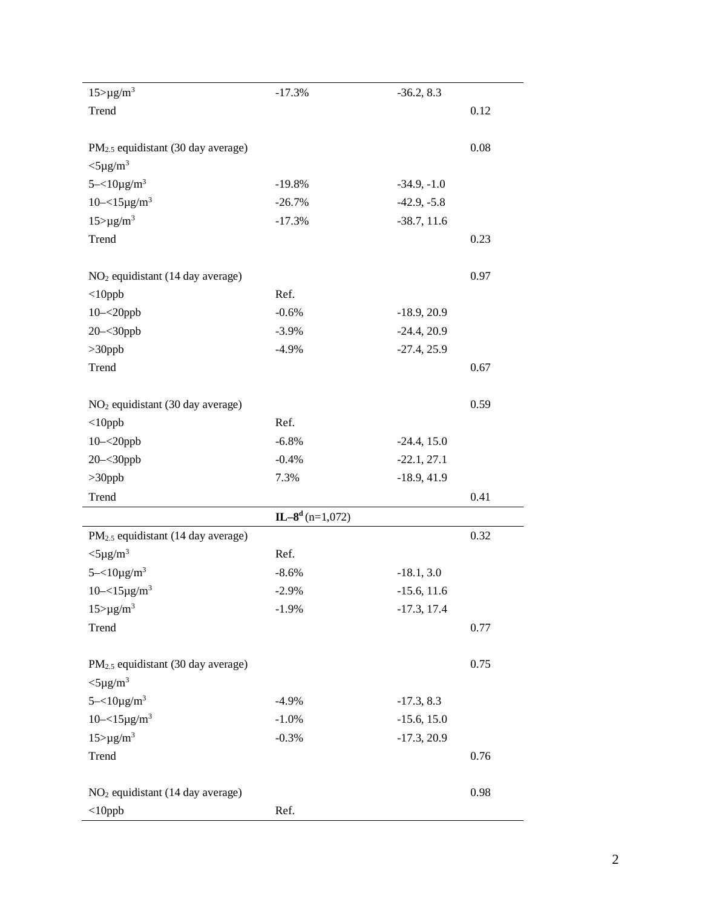| | | | |
|---|---|---|---|
| 15>μg/m$^3$ | -17.3% | -36.2, 8.3 | |
| Trend | | | 0.12 |
| | | | |
| $PM_{2.5}$ equidistant (30 day average) | | | 0.08 |
| <5μg/m$^3$ | | | |
| 5–<10μg/m$^3$ | -19.8% | -34.9, -1.0 | |
| 10–<15μg/m$^3$ | -26.7% | -42.9, -5.8 | |
| 15>μg/m$^3$ | -17.3% | -38.7, 11.6 | |
| Trend | | | 0.23 |
| | | | |
| $NO_2$ equidistant (14 day average) | | | 0.97 |
| <10ppb | Ref. | | |
| 10–<20ppb | -0.6% | -18.9, 20.9 | |
| 20–<30ppb | -3.9% | -24.4, 20.9 | |
| >30ppb | -4.9% | -27.4, 25.9 | |
| Trend | | | 0.67 |
| | | | |
| $NO_2$ equidistant (30 day average) | | | 0.59 |
| <10ppb | Ref. | | |
| 10–<20ppb | -6.8% | -24.4, 15.0 | |
| 20–<30ppb | -0.4% | -22.1, 27.1 | |
| >30ppb | 7.3% | -18.9, 41.9 | |
| Trend | | | 0.41 |
| | **IL–8[d]** (n=1,072) | | |
| $PM_{2.5}$ equidistant (14 day average) | | | 0.32 |
| <5μg/m$^3$ | Ref. | | |
| 5–<10μg/m$^3$ | -8.6% | -18.1, 3.0 | |
| 10–<15μg/m$^3$ | -2.9% | -15.6, 11.6 | |
| 15>μg/m$^3$ | -1.9% | -17.3, 17.4 | |
| Trend | | | 0.77 |
| | | | |
| $PM_{2.5}$ equidistant (30 day average) | | | 0.75 |
| <5μg/m$^3$ | | | |
| 5–<10μg/m$^3$ | -4.9% | -17.3, 8.3 | |
| 10–<15μg/m$^3$ | -1.0% | -15.6, 15.0 | |
| 15>μg/m$^3$ | -0.3% | -17.3, 20.9 | |
| Trend | | | 0.76 |
| | | | |
| $NO_2$ equidistant (14 day average) | | | 0.98 |
| <10ppb | Ref. | | |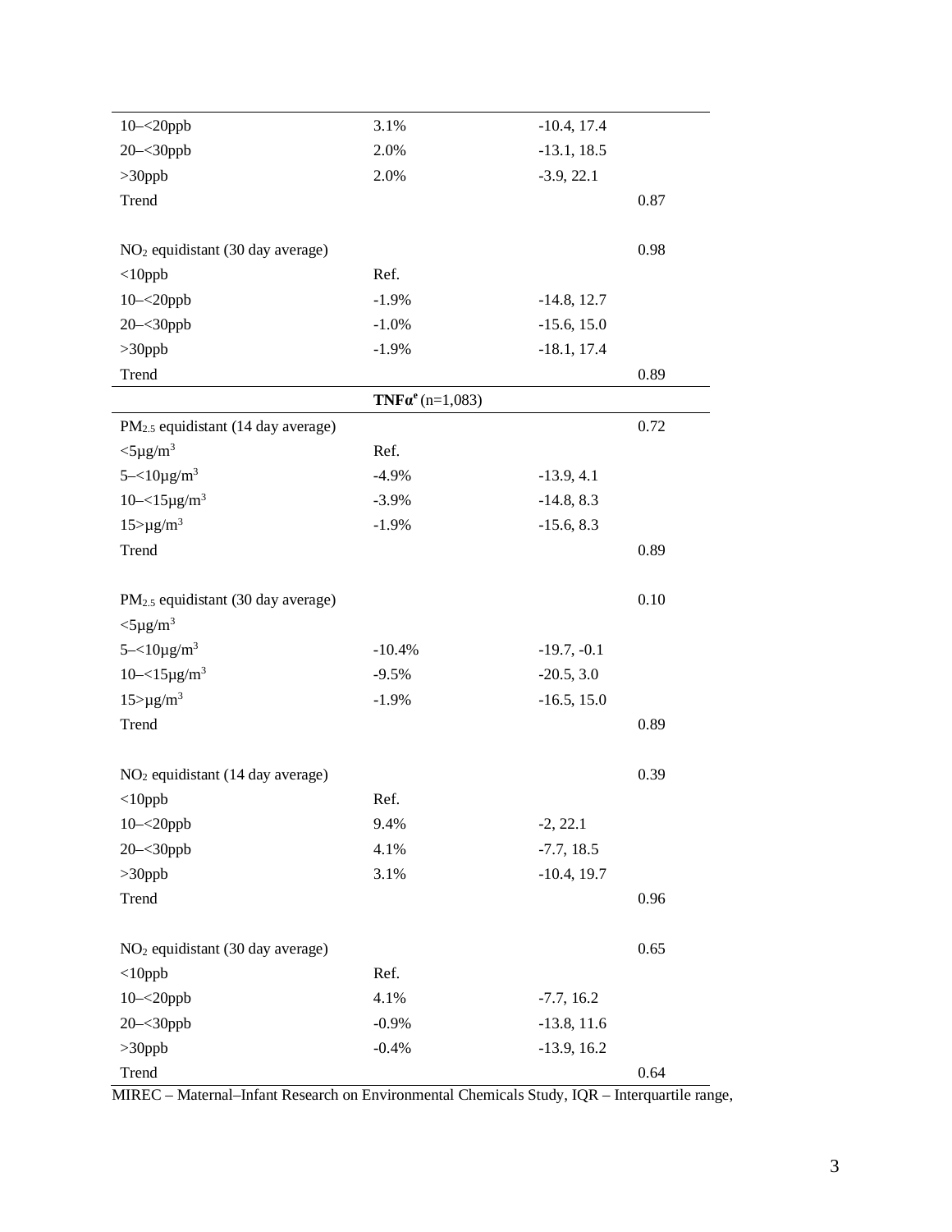| | | | |
|---|---|---|---|
| 10–<20ppb | 3.1% | -10.4, 17.4 | |
| 20–<30ppb | 2.0% | -13.1, 18.5 | |
| >30ppb | 2.0% | -3.9, 22.1 | |
| Trend | | | 0.87 |
| | | | |
| $NO_2$ equidistant (30 day average) | | | 0.98 |
| <10ppb | Ref. | | |
| 10–<20ppb | -1.9% | -14.8, 12.7 | |
| 20–<30ppb | -1.0% | -15.6, 15.0 | |
| >30ppb | -1.9% | -18.1, 17.4 | |
| Trend | | | 0.89 |
| | **TNFα[e]** (n=1,083) | | |
| $PM_{2.5}$ equidistant (14 day average) | | | 0.72 |
| <5μg/m$^3$ | Ref. | | |
| 5–<10μg/m$^3$ | -4.9% | -13.9, 4.1 | |
| 10–<15μg/m$^3$ | -3.9% | -14.8, 8.3 | |
| 15>μg/m$^3$ | -1.9% | -15.6, 8.3 | |
| Trend | | | 0.89 |
| | | | |
| $PM_{2.5}$ equidistant (30 day average) | | | 0.10 |
| <5μg/m$^3$ | | | |
| 5–<10μg/m$^3$ | -10.4% | -19.7, -0.1 | |
| 10–<15μg/m$^3$ | -9.5% | -20.5, 3.0 | |
| 15>μg/m$^3$ | -1.9% | -16.5, 15.0 | |
| Trend | | | 0.89 |
| | | | |
| $NO_2$ equidistant (14 day average) | | | 0.39 |
| <10ppb | Ref. | | |
| 10–<20ppb | 9.4% | -2, 22.1 | |
| 20–<30ppb | 4.1% | -7.7, 18.5 | |
| >30ppb | 3.1% | -10.4, 19.7 | |
| Trend | | | 0.96 |
| | | | |
| $NO_2$ equidistant (30 day average) | | | 0.65 |
| <10ppb | Ref. | | |
| 10–<20ppb | 4.1% | -7.7, 16.2 | |
| 20–<30ppb | -0.9% | -13.8, 11.6 | |
| >30ppb | -0.4% | -13.9, 16.2 | |
| Trend | | | 0.64 |

MIREC – Maternal–Infant Research on Environmental Chemicals Study, IQR – Interquartile range,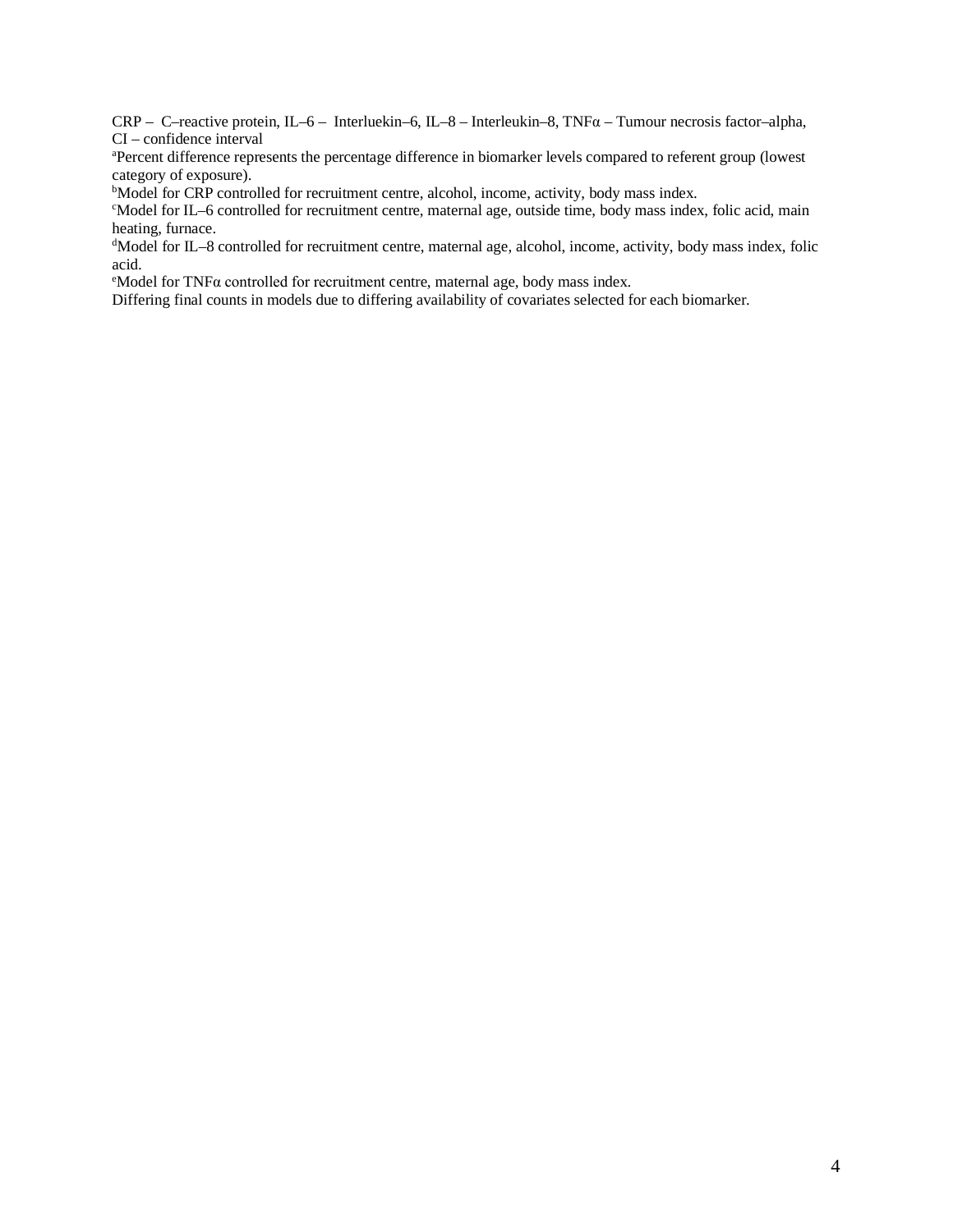CRP – C–reactive protein, IL–6 – Interluekin–6, IL–8 – Interleukin–8, TNFα – Tumour necrosis factor–alpha, CI – confidence interval

[a]Percent difference represents the percentage difference in biomarker levels compared to referent group (lowest category of exposure).

[b]Model for CRP controlled for recruitment centre, alcohol, income, activity, body mass index.

[c]Model for IL–6 controlled for recruitment centre, maternal age, outside time, body mass index, folic acid, main heating, furnace.

[d]Model for IL–8 controlled for recruitment centre, maternal age, alcohol, income, activity, body mass index, folic acid.

[e]Model for TNFα controlled for recruitment centre, maternal age, body mass index.

Differing final counts in models due to differing availability of covariates selected for each biomarker.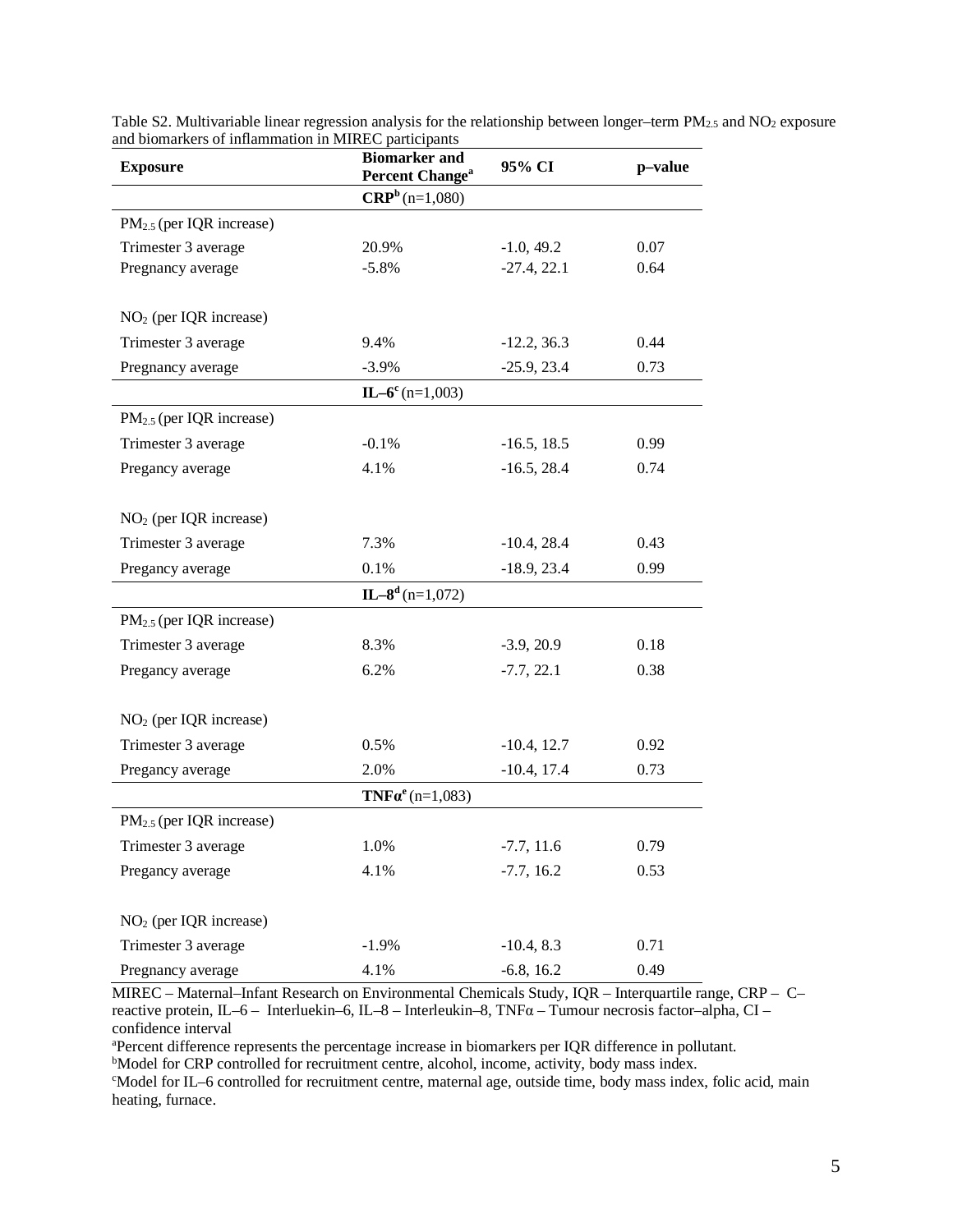Table S2. Multivariable linear regression analysis for the relationship between longer–term $PM_{2.5}$ and $NO_2$ exposure and biomarkers of inflammation in MIREC participants

| Exposure | Biomarker and Percent Change[a] | 95% CI | p–value |
|---|---|---|---|
| | **CRP**[b] (n=1,080) | | |
| $PM_{2.5}$ (per IQR increase) | | | |
| Trimester 3 average | 20.9% | -1.0, 49.2 | 0.07 |
| Pregnancy average | -5.8% | -27.4, 22.1 | 0.64 |
| $NO_2$ (per IQR increase) | | | |
| Trimester 3 average | 9.4% | -12.2, 36.3 | 0.44 |
| Pregnancy average | -3.9% | -25.9, 23.4 | 0.73 |
| | **IL–6**[c] (n=1,003) | | |
| $PM_{2.5}$ (per IQR increase) | | | |
| Trimester 3 average | -0.1% | -16.5, 18.5 | 0.99 |
| Pregancy average | 4.1% | -16.5, 28.4 | 0.74 |
| $NO_2$ (per IQR increase) | | | |
| Trimester 3 average | 7.3% | -10.4, 28.4 | 0.43 |
| Pregancy average | 0.1% | -18.9, 23.4 | 0.99 |
| | **IL–8**[d] (n=1,072) | | |
| $PM_{2.5}$ (per IQR increase) | | | |
| Trimester 3 average | 8.3% | -3.9, 20.9 | 0.18 |
| Pregancy average | 6.2% | -7.7, 22.1 | 0.38 |
| $NO_2$ (per IQR increase) | | | |
| Trimester 3 average | 0.5% | -10.4, 12.7 | 0.92 |
| Pregancy average | 2.0% | -10.4, 17.4 | 0.73 |
| | **TNFα**[e] (n=1,083) | | |
| $PM_{2.5}$ (per IQR increase) | | | |
| Trimester 3 average | 1.0% | -7.7, 11.6 | 0.79 |
| Pregancy average | 4.1% | -7.7, 16.2 | 0.53 |
| $NO_2$ (per IQR increase) | | | |
| Trimester 3 average | -1.9% | -10.4, 8.3 | 0.71 |
| Pregnancy average | 4.1% | -6.8, 16.2 | 0.49 |

MIREC – Maternal–Infant Research on Environmental Chemicals Study, IQR – Interquartile range, CRP – C–reactive protein, IL–6 – Interluekin–6, IL–8 – Interleukin–8, TNFα – Tumour necrosis factor–alpha, CI – confidence interval

[a]Percent difference represents the percentage increase in biomarkers per IQR difference in pollutant.

[b]Model for CRP controlled for recruitment centre, alcohol, income, activity, body mass index.

[c]Model for IL–6 controlled for recruitment centre, maternal age, outside time, body mass index, folic acid, main heating, furnace.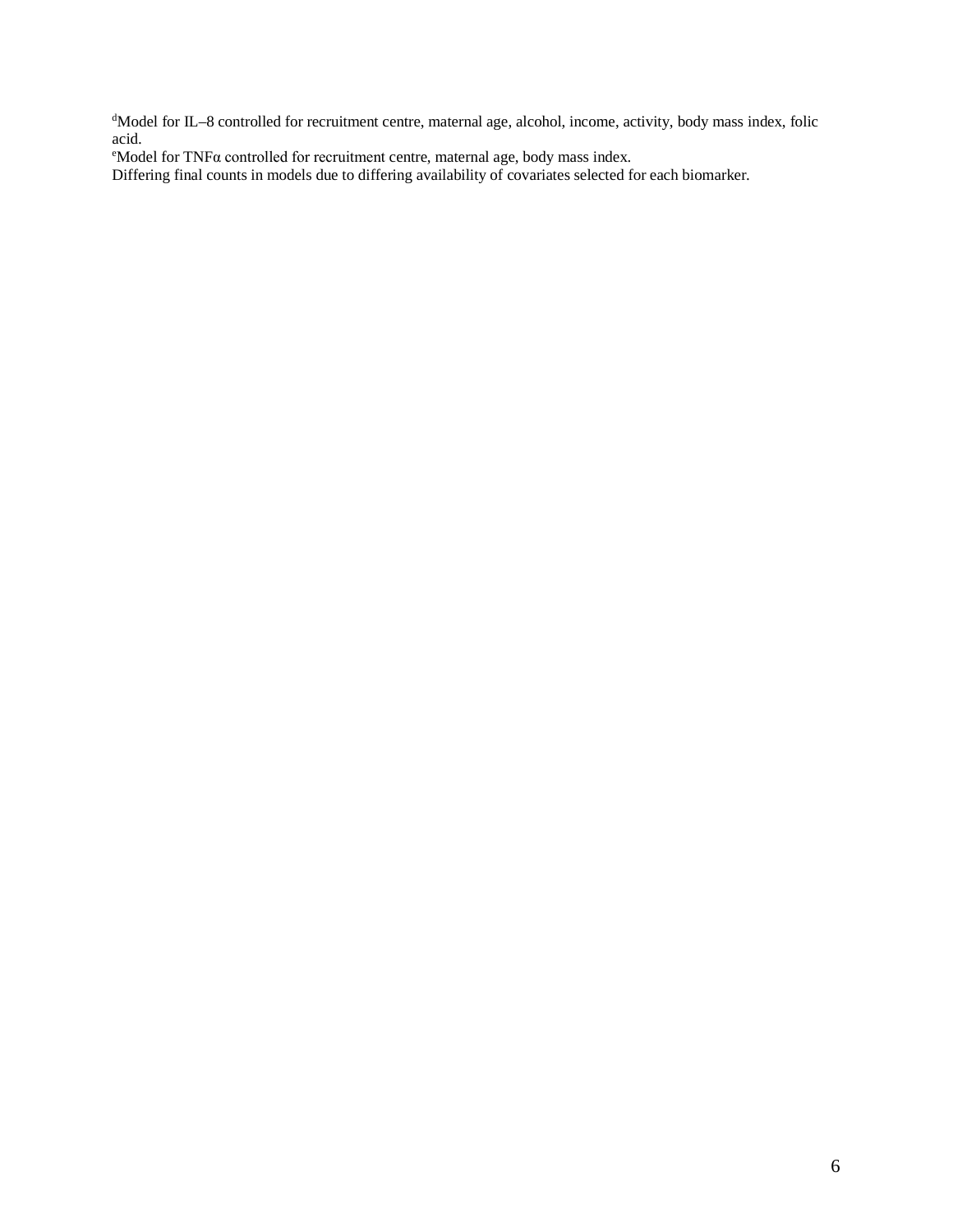[d]Model for IL–8 controlled for recruitment centre, maternal age, alcohol, income, activity, body mass index, folic acid.

[e]Model for TNFα controlled for recruitment centre, maternal age, body mass index.

Differing final counts in models due to differing availability of covariates selected for each biomarker.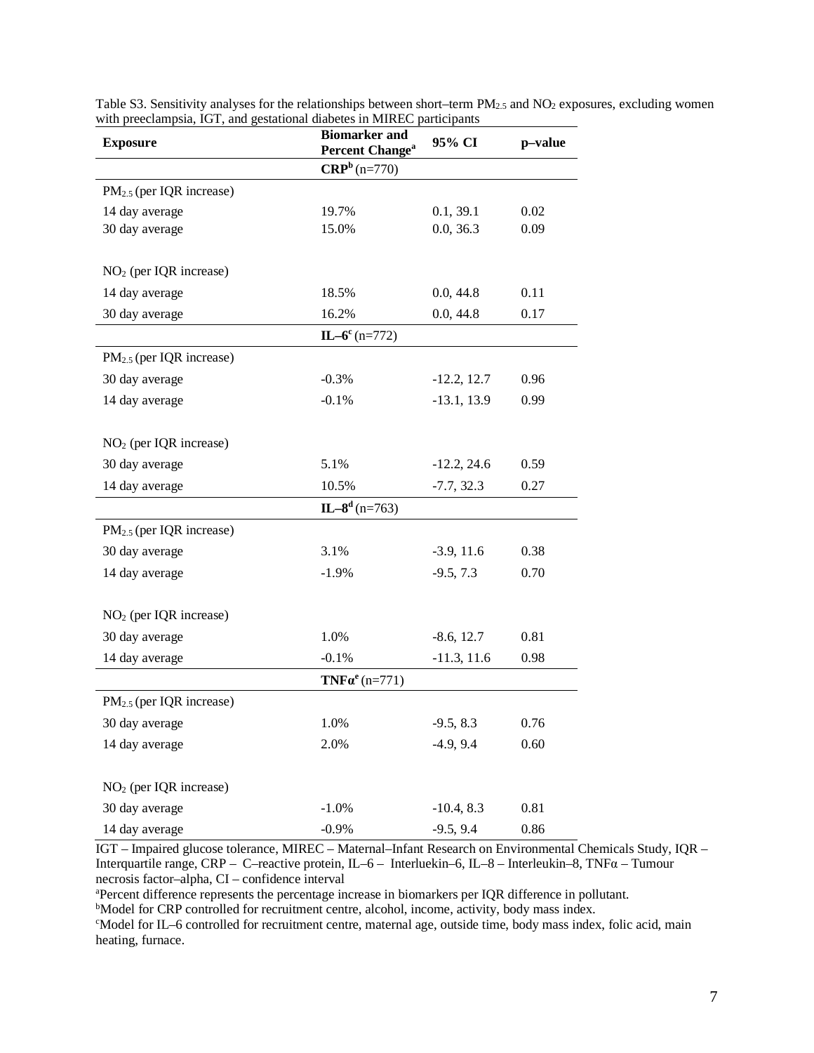Table S3. Sensitivity analyses for the relationships between short–term $PM_{2.5}$ and $NO_2$ exposures, excluding women with preeclampsia, IGT, and gestational diabetes in MIREC participants

| Exposure | Biomarker and Percent Change[a] | 95% CI | p–value |
|---|---|---|---|
| | **CRP[b]** (n=770) | | |
| $PM_{2.5}$ (per IQR increase) | | | |
| 14 day average | 19.7% | 0.1, 39.1 | 0.02 |
| 30 day average | 15.0% | 0.0, 36.3 | 0.09 |
| $NO_2$ (per IQR increase) | | | |
| 14 day average | 18.5% | 0.0, 44.8 | 0.11 |
| 30 day average | 16.2% | 0.0, 44.8 | 0.17 |
| | **IL–6[c]** (n=772) | | |
| $PM_{2.5}$ (per IQR increase) | | | |
| 30 day average | -0.3% | -12.2, 12.7 | 0.96 |
| 14 day average | -0.1% | -13.1, 13.9 | 0.99 |
| $NO_2$ (per IQR increase) | | | |
| 30 day average | 5.1% | -12.2, 24.6 | 0.59 |
| 14 day average | 10.5% | -7.7, 32.3 | 0.27 |
| | **IL–8[d]** (n=763) | | |
| $PM_{2.5}$ (per IQR increase) | | | |
| 30 day average | 3.1% | -3.9, 11.6 | 0.38 |
| 14 day average | -1.9% | -9.5, 7.3 | 0.70 |
| $NO_2$ (per IQR increase) | | | |
| 30 day average | 1.0% | -8.6, 12.7 | 0.81 |
| 14 day average | -0.1% | -11.3, 11.6 | 0.98 |
| | **TNFα[e]** (n=771) | | |
| $PM_{2.5}$ (per IQR increase) | | | |
| 30 day average | 1.0% | -9.5, 8.3 | 0.76 |
| 14 day average | 2.0% | -4.9, 9.4 | 0.60 |
| $NO_2$ (per IQR increase) | | | |
| 30 day average | -1.0% | -10.4, 8.3 | 0.81 |
| 14 day average | -0.9% | -9.5, 9.4 | 0.86 |

IGT – Impaired glucose tolerance, MIREC – Maternal–Infant Research on Environmental Chemicals Study, IQR – Interquartile range, CRP – C–reactive protein, IL–6 – Interluekin–6, IL–8 – Interleukin–8, TNFα – Tumour necrosis factor–alpha, CI – confidence interval

[a]Percent difference represents the percentage increase in biomarkers per IQR difference in pollutant.

[b]Model for CRP controlled for recruitment centre, alcohol, income, activity, body mass index.

[c]Model for IL–6 controlled for recruitment centre, maternal age, outside time, body mass index, folic acid, main heating, furnace.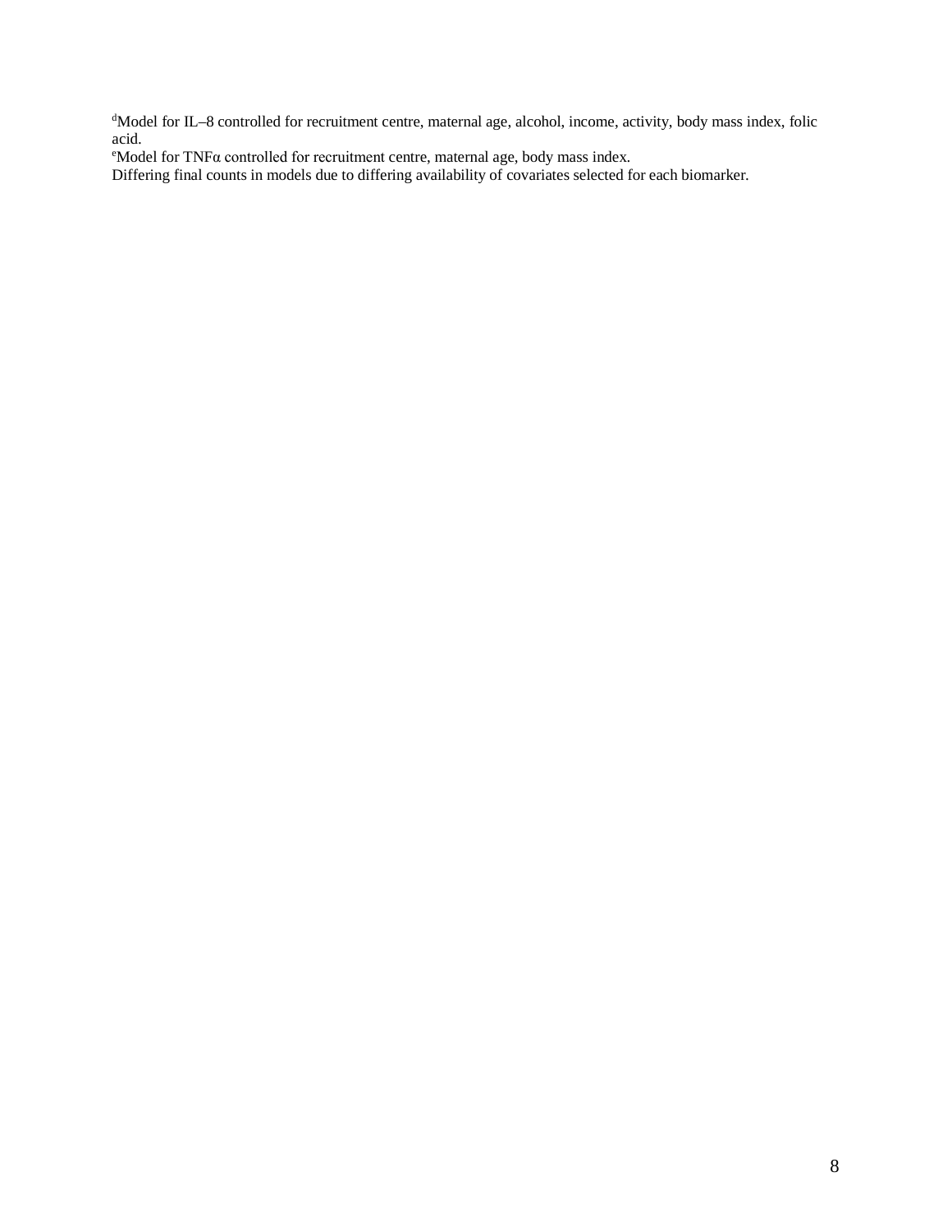[d]Model for IL–8 controlled for recruitment centre, maternal age, alcohol, income, activity, body mass index, folic acid.
[e]Model for TNFα controlled for recruitment centre, maternal age, body mass index.
Differing final counts in models due to differing availability of covariates selected for each biomarker.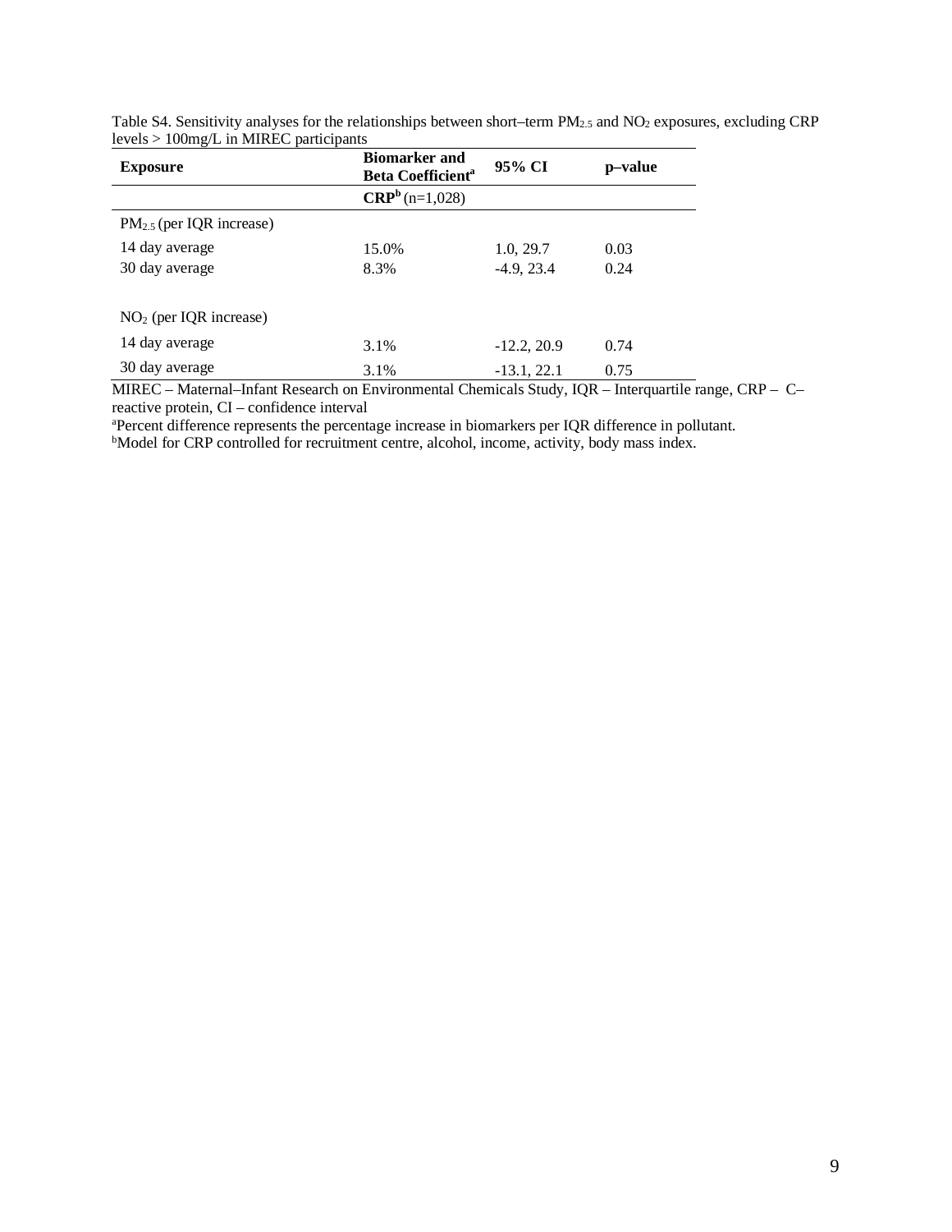Table S4. Sensitivity analyses for the relationships between short–term $PM_{2.5}$ and $NO_2$ exposures, excluding CRP levels > 100mg/L in MIREC participants

| Exposure | Biomarker and Beta Coefficient[a] | 95% CI | p–value |
|---|---|---|---|
| | **CRP**[b] (n=1,028) | | |
| $PM_{2.5}$ (per IQR increase) | | | |
| 14 day average | 15.0% | 1.0, 29.7 | 0.03 |
| 30 day average | 8.3% | -4.9, 23.4 | 0.24 |
| $NO_2$ (per IQR increase) | | | |
| 14 day average | 3.1% | -12.2, 20.9 | 0.74 |
| 30 day average | 3.1% | -13.1, 22.1 | 0.75 |

MIREC – Maternal–Infant Research on Environmental Chemicals Study, IQR – Interquartile range, CRP – C–reactive protein, CI – confidence interval

[a]Percent difference represents the percentage increase in biomarkers per IQR difference in pollutant.

[b]Model for CRP controlled for recruitment centre, alcohol, income, activity, body mass index.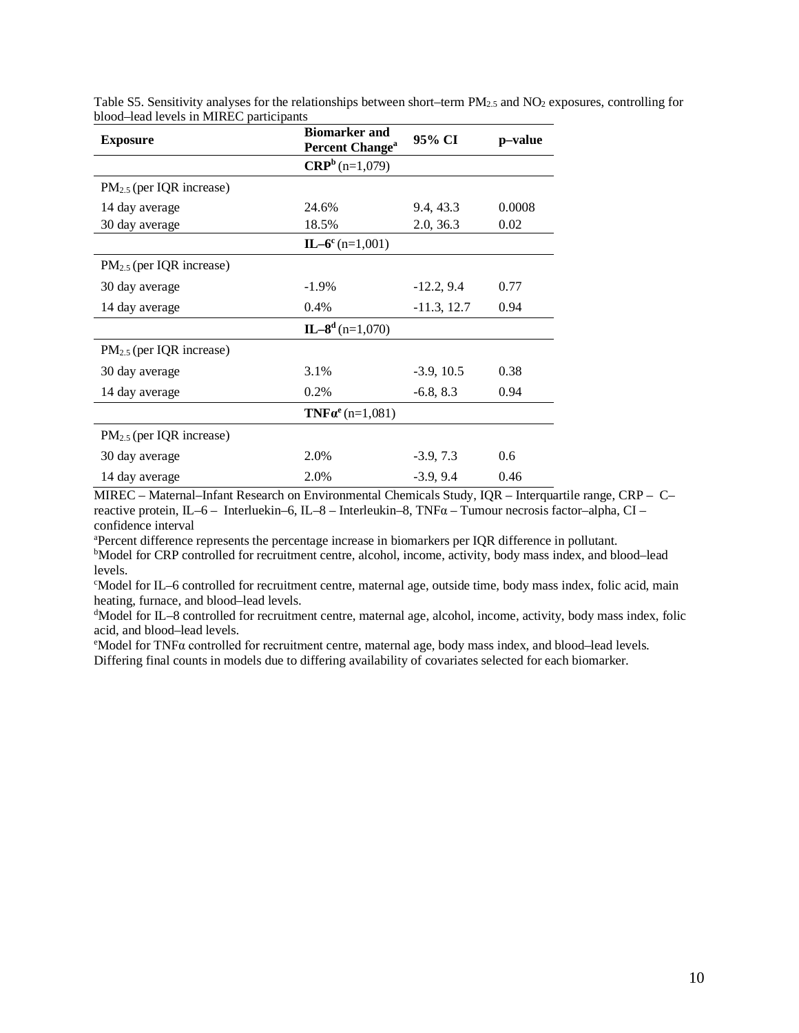Table S5. Sensitivity analyses for the relationships between short–term $PM_{2.5}$ and $NO_2$ exposures, controlling for blood–lead levels in MIREC participants

| Exposure | Biomarker and Percent Change[a] | 95% CI | p–value |
|---|---|---|---|
| | **CRP[b]** (n=1,079) | | |
| $PM_{2.5}$ (per IQR increase) | | | |
| 14 day average | 24.6% | 9.4, 43.3 | 0.0008 |
| 30 day average | 18.5% | 2.0, 36.3 | 0.02 |
| | **IL–6[c]** (n=1,001) | | |
| $PM_{2.5}$ (per IQR increase) | | | |
| 30 day average | -1.9% | -12.2, 9.4 | 0.77 |
| 14 day average | 0.4% | -11.3, 12.7 | 0.94 |
| | **IL–8[d]** (n=1,070) | | |
| $PM_{2.5}$ (per IQR increase) | | | |
| 30 day average | 3.1% | -3.9, 10.5 | 0.38 |
| 14 day average | 0.2% | -6.8, 8.3 | 0.94 |
| | **TNFα[e]** (n=1,081) | | |
| $PM_{2.5}$ (per IQR increase) | | | |
| 30 day average | 2.0% | -3.9, 7.3 | 0.6 |
| 14 day average | 2.0% | -3.9, 9.4 | 0.46 |

MIREC – Maternal–Infant Research on Environmental Chemicals Study, IQR – Interquartile range, CRP – C–reactive protein, IL–6 – Interluekin–6, IL–8 – Interleukin–8, TNFα – Tumour necrosis factor–alpha, CI – confidence interval

[a]Percent difference represents the percentage increase in biomarkers per IQR difference in pollutant.
[b]Model for CRP controlled for recruitment centre, alcohol, income, activity, body mass index, and blood–lead levels.
[c]Model for IL–6 controlled for recruitment centre, maternal age, outside time, body mass index, folic acid, main heating, furnace, and blood–lead levels.
[d]Model for IL–8 controlled for recruitment centre, maternal age, alcohol, income, activity, body mass index, folic acid, and blood–lead levels.
[e]Model for TNFα controlled for recruitment centre, maternal age, body mass index, and blood–lead levels.
Differing final counts in models due to differing availability of covariates selected for each biomarker.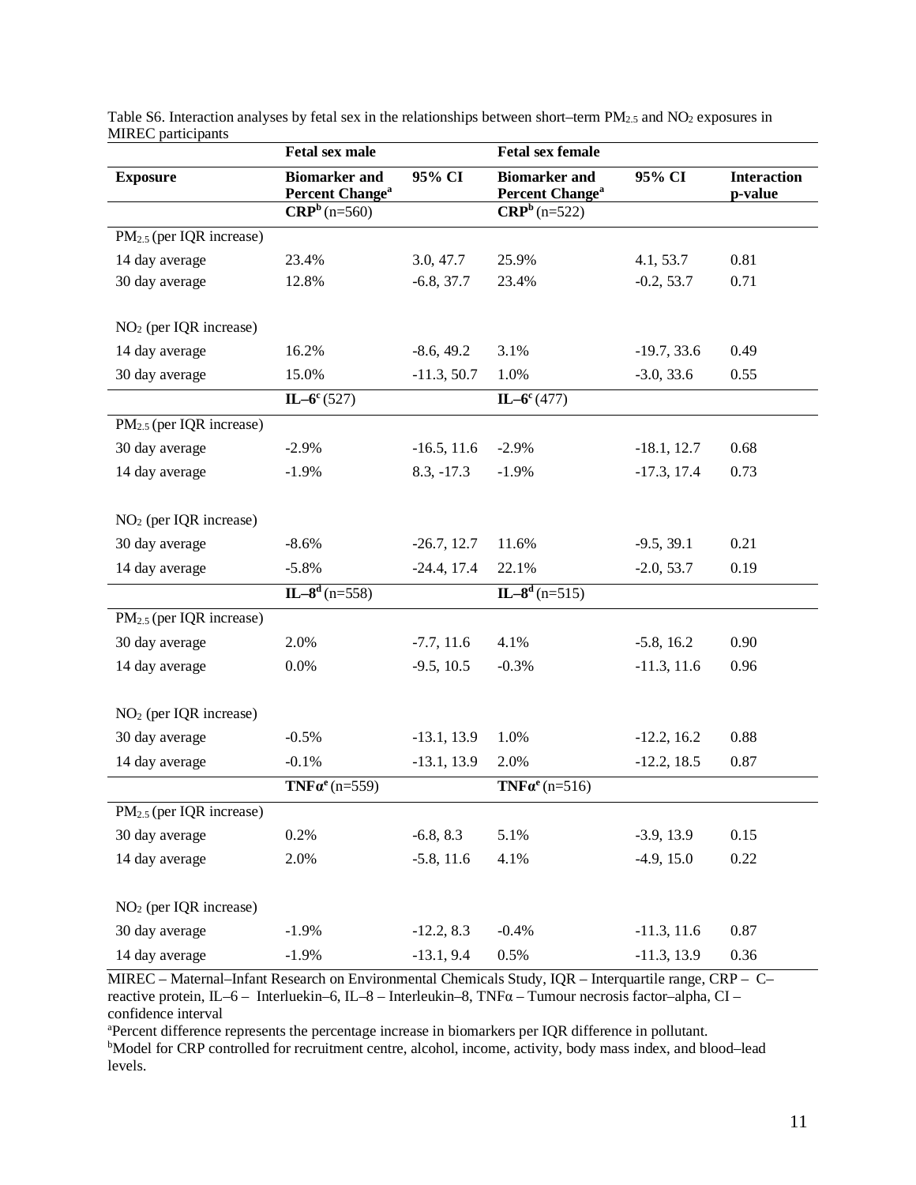Table S6. Interaction analyses by fetal sex in the relationships between short–term $PM_{2.5}$ and $NO_2$ exposures in MIREC participants

| | Fetal sex male | | Fetal sex female | | |
|---|---|---|---|---|---|
| **Exposure** | **Biomarker and Percent Change[a]** | **95% CI** | **Biomarker and Percent Change[a]** | **95% CI** | **Interaction p-value** |
| | **CRP[b]** (n=560) | | **CRP[b]** (n=522) | | |
| $PM_{2.5}$ (per IQR increase) | | | | | |
| 14 day average | 23.4% | 3.0, 47.7 | 25.9% | 4.1, 53.7 | 0.81 |
| 30 day average | 12.8% | -6.8, 37.7 | 23.4% | -0.2, 53.7 | 0.71 |
| $NO_2$ (per IQR increase) | | | | | |
| 14 day average | 16.2% | -8.6, 49.2 | 3.1% | -19.7, 33.6 | 0.49 |
| 30 day average | 15.0% | -11.3, 50.7 | 1.0% | -3.0, 33.6 | 0.55 |
| | **IL–6[c]** (527) | | **IL–6[c]** (477) | | |
| $PM_{2.5}$ (per IQR increase) | | | | | |
| 30 day average | -2.9% | -16.5, 11.6 | -2.9% | -18.1, 12.7 | 0.68 |
| 14 day average | -1.9% | 8.3, -17.3 | -1.9% | -17.3, 17.4 | 0.73 |
| $NO_2$ (per IQR increase) | | | | | |
| 30 day average | -8.6% | -26.7, 12.7 | 11.6% | -9.5, 39.1 | 0.21 |
| 14 day average | -5.8% | -24.4, 17.4 | 22.1% | -2.0, 53.7 | 0.19 |
| | **IL–8[d]** (n=558) | | **IL–8[d]** (n=515) | | |
| $PM_{2.5}$ (per IQR increase) | | | | | |
| 30 day average | 2.0% | -7.7, 11.6 | 4.1% | -5.8, 16.2 | 0.90 |
| 14 day average | 0.0% | -9.5, 10.5 | -0.3% | -11.3, 11.6 | 0.96 |
| $NO_2$ (per IQR increase) | | | | | |
| 30 day average | -0.5% | -13.1, 13.9 | 1.0% | -12.2, 16.2 | 0.88 |
| 14 day average | -0.1% | -13.1, 13.9 | 2.0% | -12.2, 18.5 | 0.87 |
| | **TNFα[e]** (n=559) | | **TNFα[e]** (n=516) | | |
| $PM_{2.5}$ (per IQR increase) | | | | | |
| 30 day average | 0.2% | -6.8, 8.3 | 5.1% | -3.9, 13.9 | 0.15 |
| 14 day average | 2.0% | -5.8, 11.6 | 4.1% | -4.9, 15.0 | 0.22 |
| $NO_2$ (per IQR increase) | | | | | |
| 30 day average | -1.9% | -12.2, 8.3 | -0.4% | -11.3, 11.6 | 0.87 |
| 14 day average | -1.9% | -13.1, 9.4 | 0.5% | -11.3, 13.9 | 0.36 |

MIREC – Maternal–Infant Research on Environmental Chemicals Study, IQR – Interquartile range, CRP – C–reactive protein, IL–6 – Interluekin–6, IL–8 – Interleukin–8, TNFα – Tumour necrosis factor–alpha, CI – confidence interval

[a]Percent difference represents the percentage increase in biomarkers per IQR difference in pollutant.

[b]Model for CRP controlled for recruitment centre, alcohol, income, activity, body mass index, and blood–lead levels.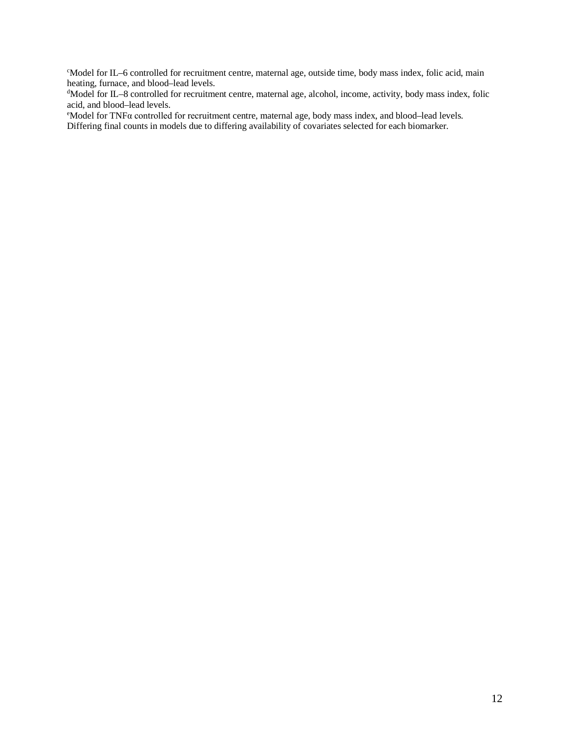[c]Model for IL–6 controlled for recruitment centre, maternal age, outside time, body mass index, folic acid, main heating, furnace, and blood–lead levels.
[d]Model for IL–8 controlled for recruitment centre, maternal age, alcohol, income, activity, body mass index, folic acid, and blood–lead levels.
[e]Model for TNFα controlled for recruitment centre, maternal age, body mass index, and blood–lead levels.
Differing final counts in models due to differing availability of covariates selected for each biomarker.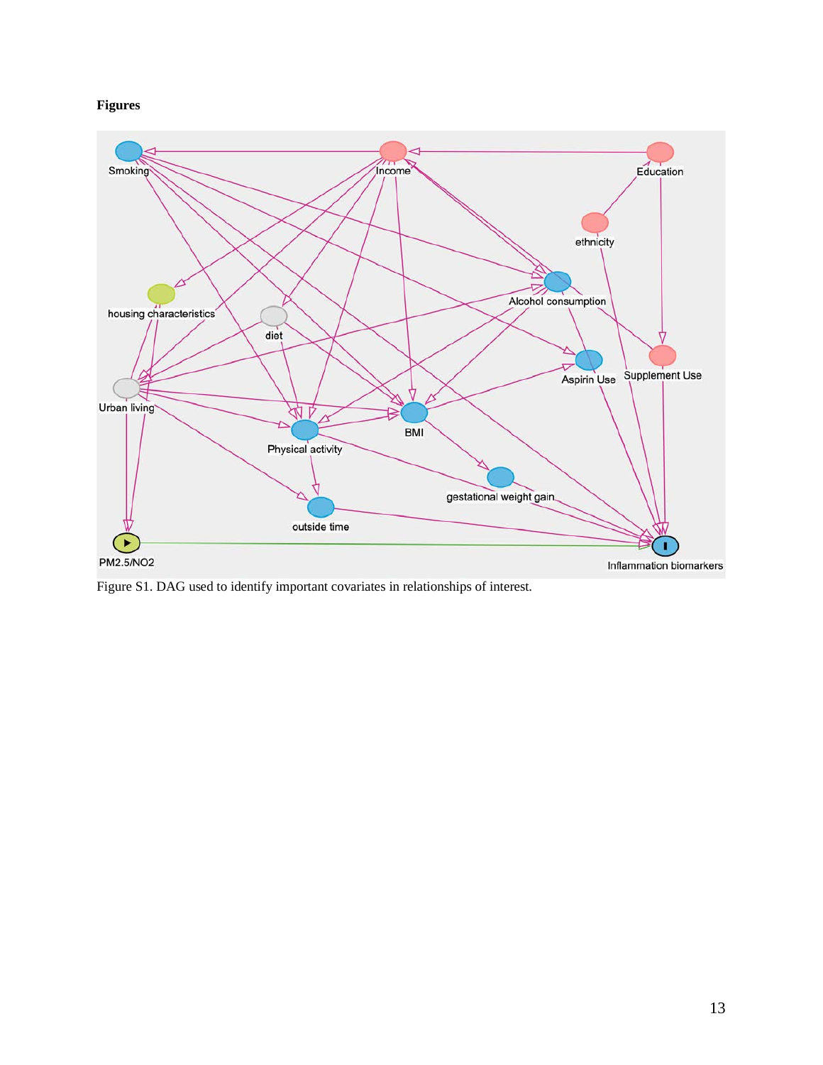**Figures**

Figure S1. DAG used to identify important covariates in relationships of interest.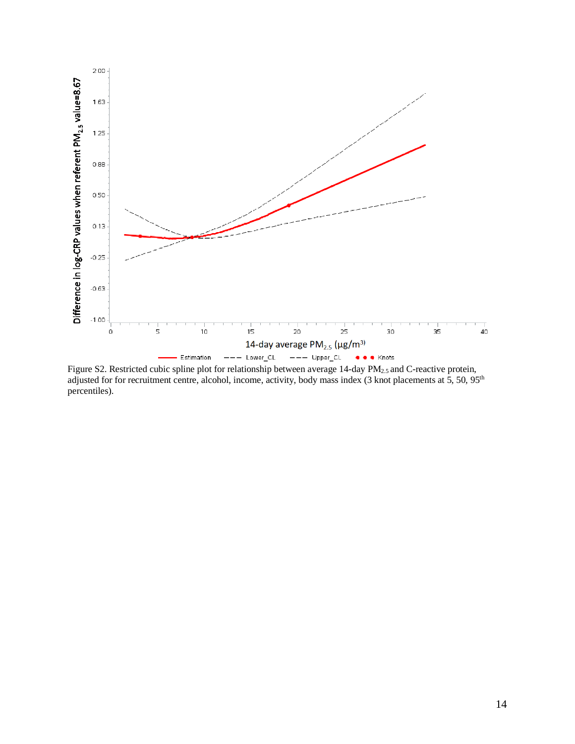Figure S2. Restricted cubic spline plot for relationship between average 14-day $PM_{2.5}$ and C-reactive protein, adjusted for for recruitment centre, alcohol, income, activity, body mass index (3 knot placements at 5, 50, 95[th] percentiles).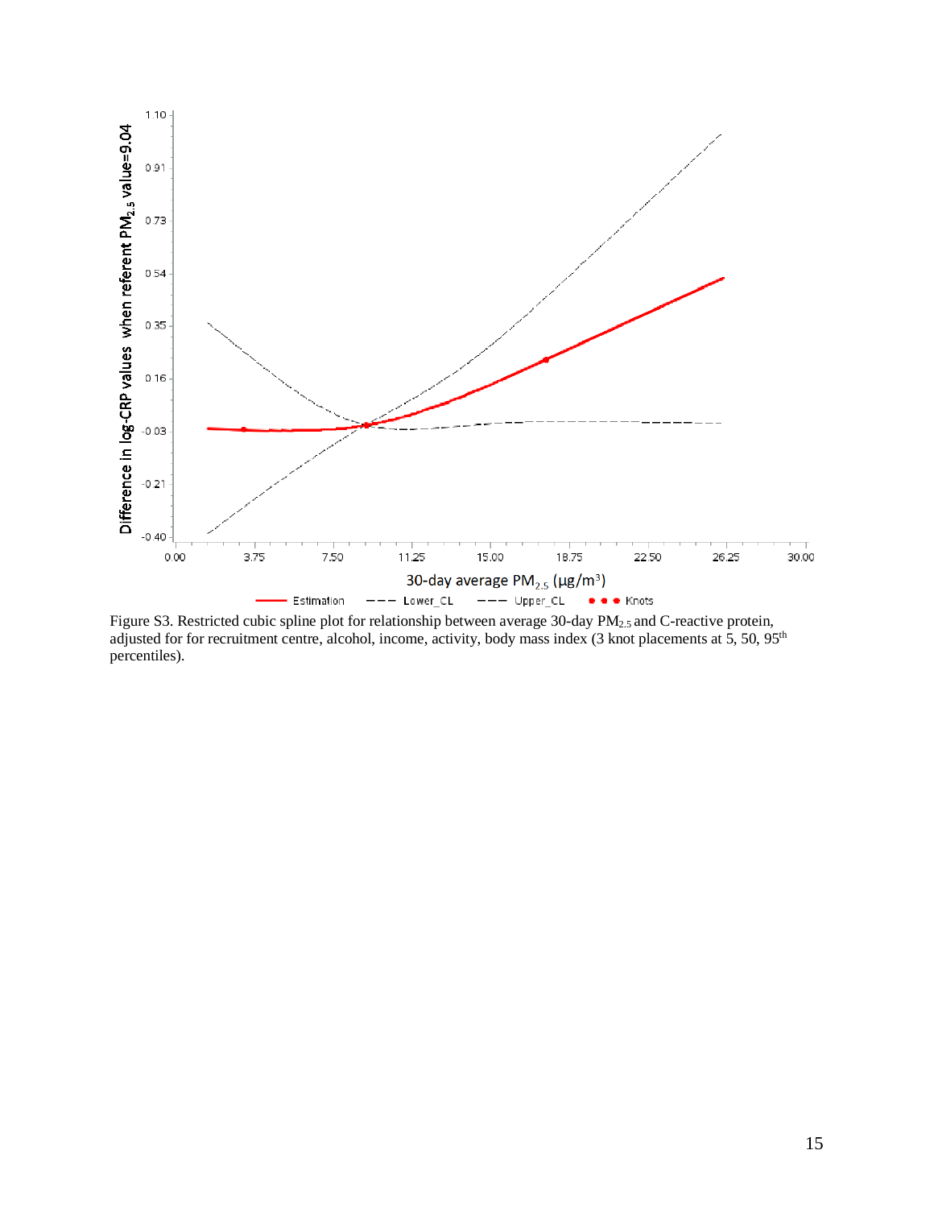Difference in log-CRP values when referent $PM_{2.5}$ value=9.04

1.10
0.91
0.73
0.54
0.35
0.16
-0.03
-0.21
-0.40

0.00 3.75 7.50 11.25 15.00 18.75 22.50 26.25 30.00

30-day average $PM_{2.5}$ (μg/m³)

Estimation — Lower_CL — Upper_CL — Knots

Figure S3. Restricted cubic spline plot for relationship between average 30-day $PM_{2.5}$ and C-reactive protein, adjusted for for recruitment centre, alcohol, income, activity, body mass index (3 knot placements at 5, 50, 95th percentiles).